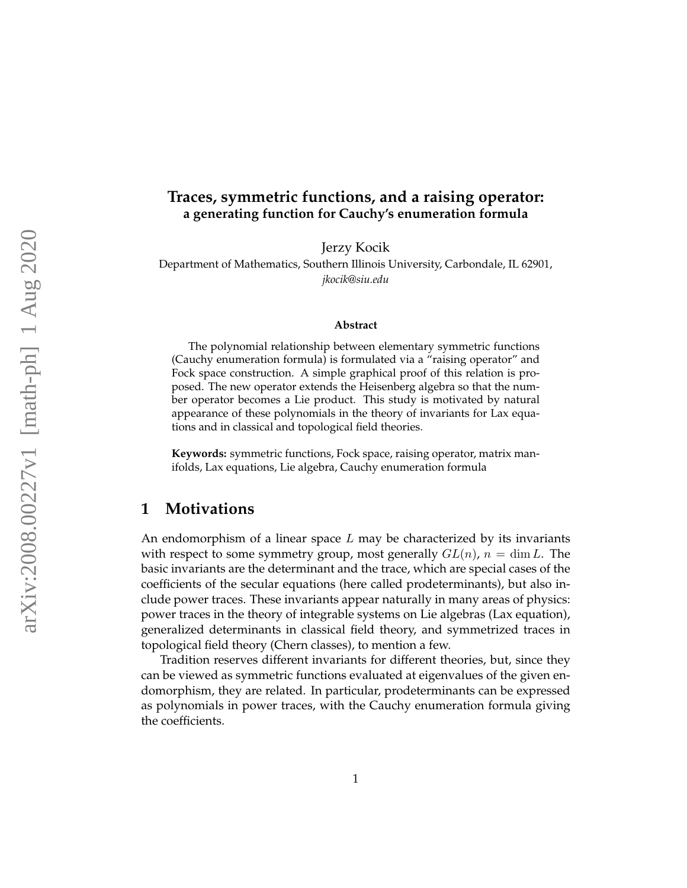# Traces, symmetric functions, and a raising operator:

**a generating function for Cauchy's enumeration formula**

Jerzy Kocik

Department of Mathematics, Southern Illinois University, Carbondale, IL 62901,
*jkocik@siu.edu*

**Abstract**

The polynomial relationship between elementary symmetric functions (Cauchy enumeration formula) is formulated via a "raising operator" and Fock space construction. A simple graphical proof of this relation is proposed. The new operator extends the Heisenberg algebra so that the number operator becomes a Lie product. This study is motivated by natural appearance of these polynomials in the theory of invariants for Lax equations and in classical and topological field theories.

**Keywords:** symmetric functions, Fock space, raising operator, matrix manifolds, Lax equations, Lie algebra, Cauchy enumeration formula

## 1 Motivations

An endomorphism of a linear space $L$ may be characterized by its invariants with respect to some symmetry group, most generally $GL(n)$, $n = \dim L$. The basic invariants are the determinant and the trace, which are special cases of the coefficients of the secular equations (here called prodeterminants), but also include power traces. These invariants appear naturally in many areas of physics: power traces in the theory of integrable systems on Lie algebras (Lax equation), generalized determinants in classical field theory, and symmetrized traces in topological field theory (Chern classes), to mention a few.

Tradition reserves different invariants for different theories, but, since they can be viewed as symmetric functions evaluated at eigenvalues of the given endomorphism, they are related. In particular, prodeterminants can be expressed as polynomials in power traces, with the Cauchy enumeration formula giving the coefficients.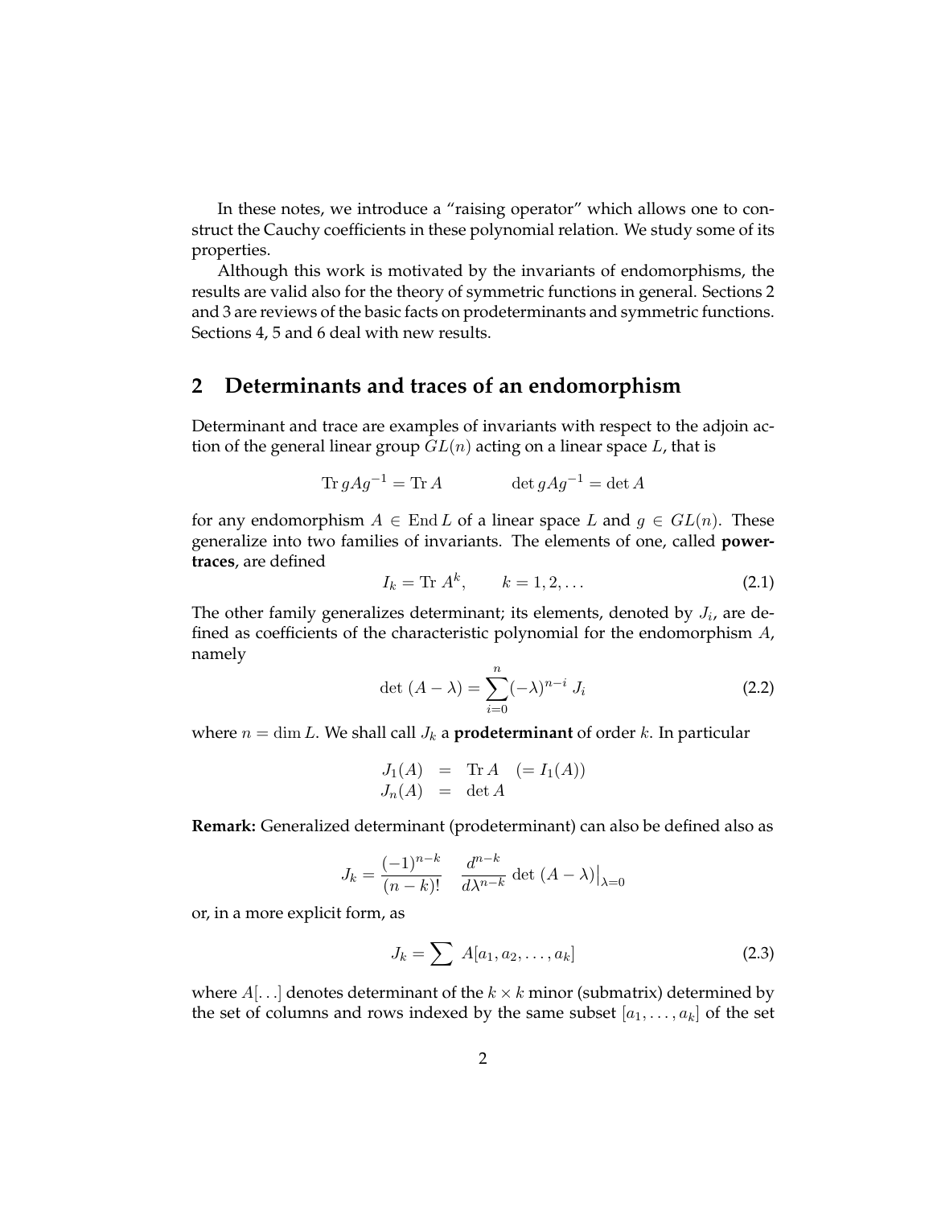In these notes, we introduce a "raising operator" which allows one to construct the Cauchy coefficients in these polynomial relation. We study some of its properties.

Although this work is motivated by the invariants of endomorphisms, the results are valid also for the theory of symmetric functions in general. Sections 2 and 3 are reviews of the basic facts on prodeterminants and symmetric functions. Sections 4, 5 and 6 deal with new results.

## 2 Determinants and traces of an endomorphism

Determinant and trace are examples of invariants with respect to the adjoin action of the general linear group $GL(n)$ acting on a linear space $L$, that is

$$\mathrm{Tr}\, gAg^{-1} = \mathrm{Tr}\, A \qquad\qquad \det gAg^{-1} = \det A$$

for any endomorphism $A \in \mathrm{End}\, L$ of a linear space $L$ and $g \in GL(n)$. These generalize into two families of invariants. The elements of one, called **power-traces**, are defined

$$I_k = \mathrm{Tr}\ A^k, \qquad k = 1, 2, \ldots \tag{2.1}$$

The other family generalizes determinant; its elements, denoted by $J_i$, are defined as coefficients of the characteristic polynomial for the endomorphism $A$, namely

$$\det\ (A - \lambda) = \sum_{i=0}^{n} (-\lambda)^{n-i}\ J_i \tag{2.2}$$

where $n = \dim L$. We shall call $J_k$ a **prodeterminant** of order $k$. In particular

$$\begin{array}{rcl} J_1(A) & = & \mathrm{Tr}\, A \quad (= I_1(A)) \\ J_n(A) & = & \det A \end{array}$$

**Remark:** Generalized determinant (prodeterminant) can also be defined also as

$$J_k = \frac{(-1)^{n-k}}{(n-k)!} \quad \frac{d^{n-k}}{d\lambda^{n-k}} \det\ (A - \lambda)\big|_{\lambda=0}$$

or, in a more explicit form, as

$$J_k = \sum\ A[a_1, a_2, \ldots, a_k] \tag{2.3}$$

where $A[\ldots]$ denotes determinant of the $k \times k$ minor (submatrix) determined by the set of columns and rows indexed by the same subset $[a_1, \ldots, a_k]$ of the set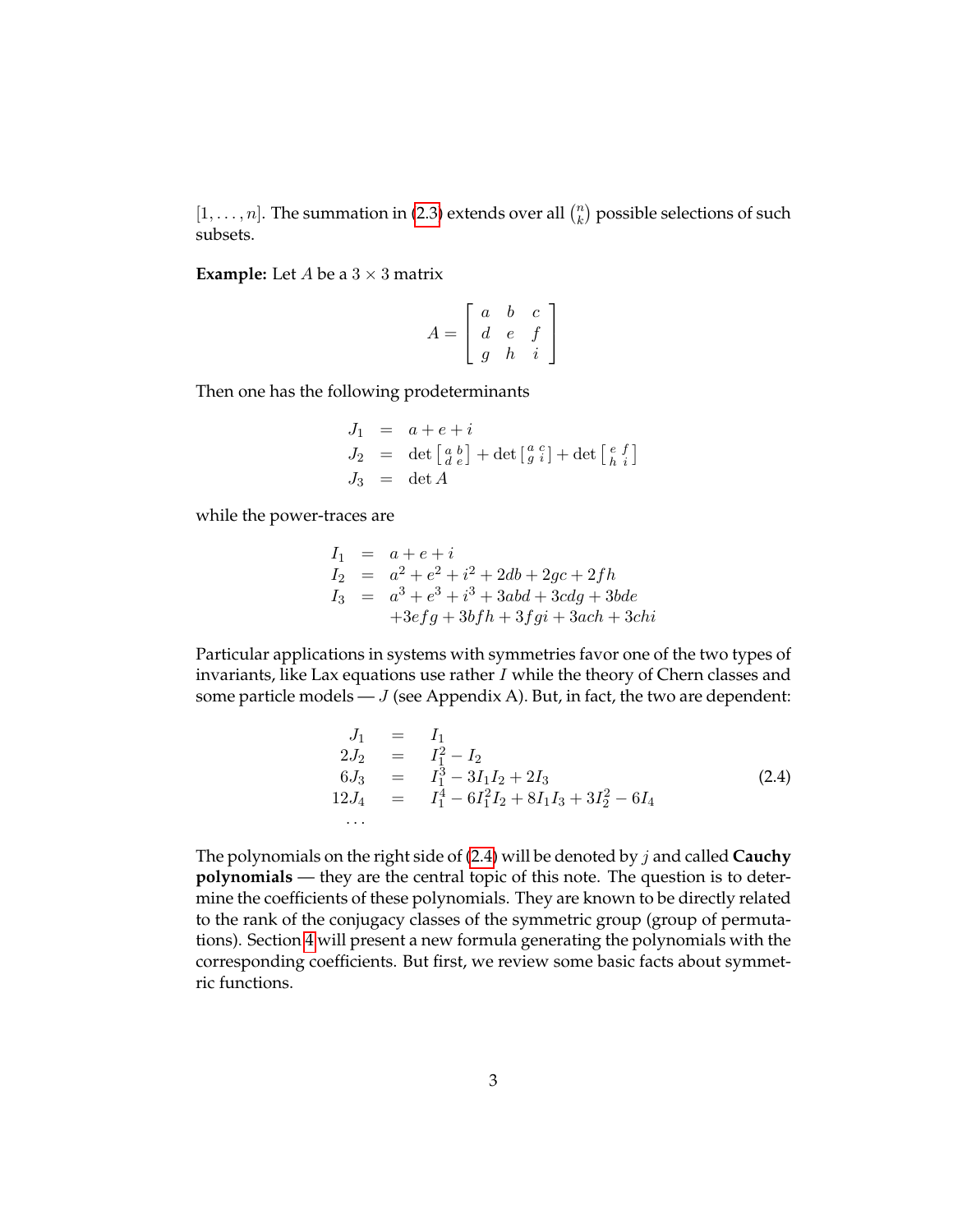$[1, \ldots, n]$. The summation in (2.3) extends over all $\binom{n}{k}$ possible selections of such subsets.

**Example:** Let $A$ be a $3 \times 3$ matrix

$$A = \begin{bmatrix} a & b & c \\ d & e & f \\ g & h & i \end{bmatrix}$$

Then one has the following prodeterminants

$$\begin{aligned} J_1 &= a + e + i \\ J_2 &= \det \left[ \begin{smallmatrix} a & b \\ d & e \end{smallmatrix} \right] + \det \left[ \begin{smallmatrix} a & c \\ g & i \end{smallmatrix} \right] + \det \left[ \begin{smallmatrix} e & f \\ h & i \end{smallmatrix} \right] \\ J_3 &= \det A \end{aligned}$$

while the power-traces are

$$\begin{aligned} I_1 &= a + e + i \\ I_2 &= a^2 + e^2 + i^2 + 2db + 2gc + 2fh \\ I_3 &= a^3 + e^3 + i^3 + 3abd + 3cdg + 3bde \\ &\quad + 3efg + 3bfh + 3fgi + 3ach + 3chi \end{aligned}$$

Particular applications in systems with symmetries favor one of the two types of invariants, like Lax equations use rather $I$ while the theory of Chern classes and some particle models — $J$ (see Appendix A). But, in fact, the two are dependent:

$$\begin{aligned} J_1 &= I_1 \\ 2J_2 &= I_1^2 - I_2 \\ 6J_3 &= I_1^3 - 3I_1 I_2 + 2I_3 \\ 12J_4 &= I_1^4 - 6I_1^2 I_2 + 8I_1 I_3 + 3I_2^2 - 6I_4 \\ \ldots \end{aligned} \tag{2.4}$$

The polynomials on the right side of (2.4) will be denoted by $j$ and called **Cauchy polynomials** — they are the central topic of this note. The question is to determine the coefficients of these polynomials. They are known to be directly related to the rank of the conjugacy classes of the symmetric group (group of permutations). Section 4 will present a new formula generating the polynomials with the corresponding coefficients. But first, we review some basic facts about symmetric functions.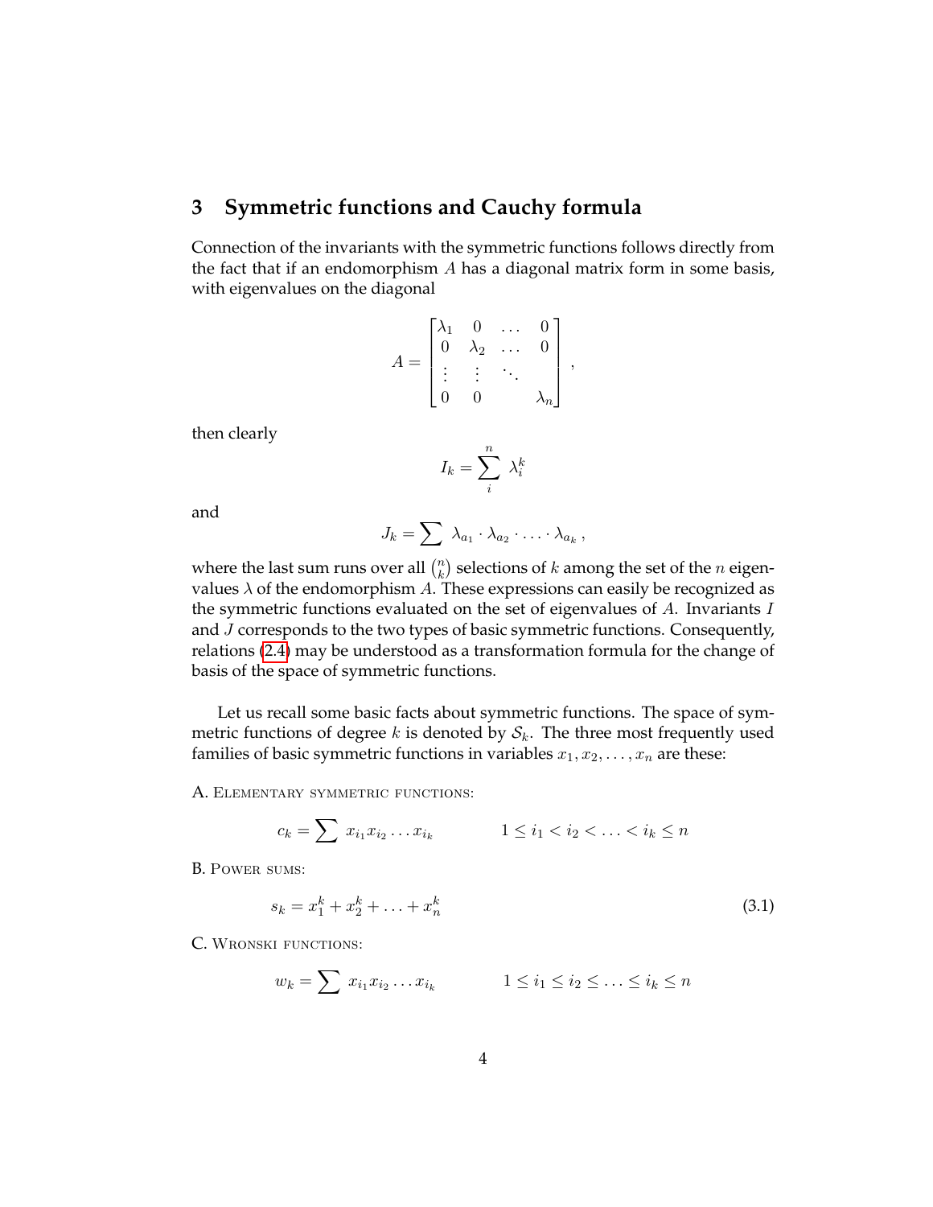## 3 Symmetric functions and Cauchy formula

Connection of the invariants with the symmetric functions follows directly from the fact that if an endomorphism $A$ has a diagonal matrix form in some basis, with eigenvalues on the diagonal

$$A = \begin{bmatrix} \lambda_1 & 0 & \dots & 0 \\ 0 & \lambda_2 & \dots & 0 \\ \vdots & \vdots & \ddots & \\ 0 & 0 & & \lambda_n \end{bmatrix},$$

then clearly

$$I_k = \sum_i^n \lambda_i^k$$

and

$$J_k = \sum \lambda_{a_1} \cdot \lambda_{a_2} \cdot \ldots \cdot \lambda_{a_k},$$

where the last sum runs over all $\binom{n}{k}$ selections of $k$ among the set of the $n$ eigenvalues $\lambda$ of the endomorphism $A$. These expressions can easily be recognized as the symmetric functions evaluated on the set of eigenvalues of $A$. Invariants $I$ and $J$ corresponds to the two types of basic symmetric functions. Consequently, relations (2.4) may be understood as a transformation formula for the change of basis of the space of symmetric functions.

Let us recall some basic facts about symmetric functions. The space of symmetric functions of degree $k$ is denoted by $\mathcal{S}_k$. The three most frequently used families of basic symmetric functions in variables $x_1, x_2, \ldots, x_n$ are these:

A. Elementary symmetric functions:

$$c_k = \sum x_{i_1} x_{i_2} \ldots x_{i_k} \qquad 1 \leq i_1 < i_2 < \ldots < i_k \leq n$$

B. Power sums:

$$s_k = x_1^k + x_2^k + \ldots + x_n^k \tag{3.1}$$

C. Wronski functions:

$$w_k = \sum x_{i_1} x_{i_2} \ldots x_{i_k} \qquad 1 \leq i_1 \leq i_2 \leq \ldots \leq i_k \leq n$$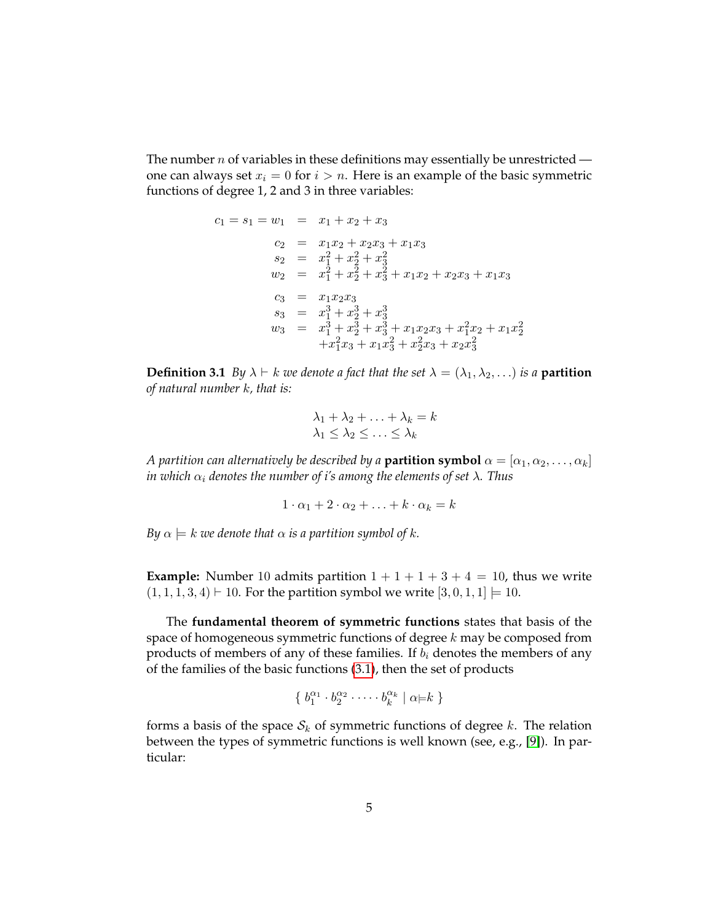The number $n$ of variables in these definitions may essentially be unrestricted — one can always set $x_i = 0$ for $i > n$. Here is an example of the basic symmetric functions of degree 1, 2 and 3 in three variables:

$$
\begin{aligned}
c_1 = s_1 = w_1 &= x_1 + x_2 + x_3 \\
c_2 &= x_1x_2 + x_2x_3 + x_1x_3 \\
s_2 &= x_1^2 + x_2^2 + x_3^2 \\
w_2 &= x_1^2 + x_2^2 + x_3^2 + x_1x_2 + x_2x_3 + x_1x_3 \\
c_3 &= x_1x_2x_3 \\
s_3 &= x_1^3 + x_2^3 + x_3^3 \\
w_3 &= x_1^3 + x_2^3 + x_3^3 + x_1x_2x_3 + x_1^2x_2 + x_1x_2^2 \\
&\quad + x_1^2x_3 + x_1x_3^2 + x_2^2x_3 + x_2x_3^2
\end{aligned}
$$

**Definition 3.1** *By $\lambda \vdash k$ we denote a fact that the set $\lambda = (\lambda_1, \lambda_2, \ldots)$ is a* **partition** *of natural number $k$, that is:*

$$
\lambda_1 + \lambda_2 + \ldots + \lambda_k = k
$$
$$
\lambda_1 \leq \lambda_2 \leq \ldots \leq \lambda_k
$$

*A partition can alternatively be described by a* **partition symbol** *$\alpha = [\alpha_1, \alpha_2, \ldots, \alpha_k]$ in which $\alpha_i$ denotes the number of i's among the elements of set $\lambda$. Thus*

$$
1 \cdot \alpha_1 + 2 \cdot \alpha_2 + \ldots + k \cdot \alpha_k = k
$$

*By $\alpha \models k$ we denote that $\alpha$ is a partition symbol of $k$.*

**Example:** Number 10 admits partition $1 + 1 + 1 + 3 + 4 = 10$, thus we write $(1, 1, 1, 3, 4) \vdash 10$. For the partition symbol we write $[3, 0, 1, 1] \models 10$.

The **fundamental theorem of symmetric functions** states that basis of the space of homogeneous symmetric functions of degree $k$ may be composed from products of members of any of these families. If $b_i$ denotes the members of any of the families of the basic functions (3.1), then the set of products

$$
\{ \; b_1^{\alpha_1} \cdot b_2^{\alpha_2} \cdot \cdots \cdot b_k^{\alpha_k} \mid \alpha \models k \; \}
$$

forms a basis of the space $\mathcal{S}_k$ of symmetric functions of degree $k$. The relation between the types of symmetric functions is well known (see, e.g., [9]). In particular: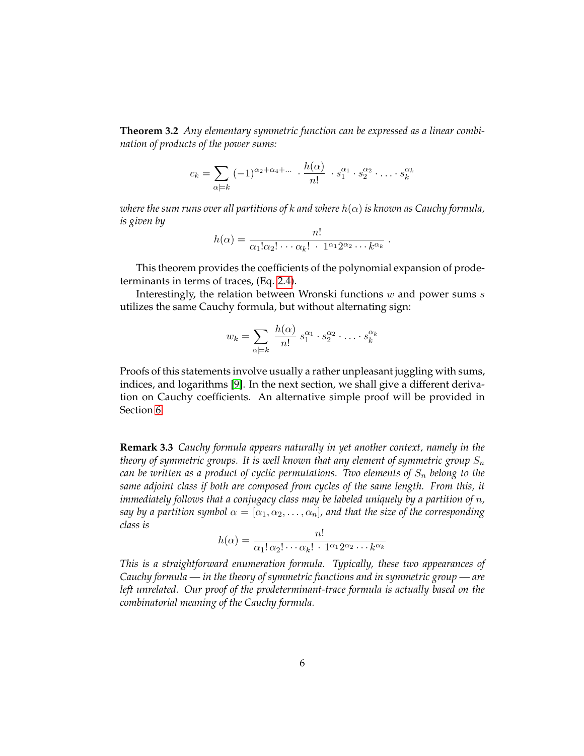**Theorem 3.2** *Any elementary symmetric function can be expressed as a linear combination of products of the power sums:*

$$c_k = \sum_{\alpha \models k} (-1)^{\alpha_2+\alpha_4+\ldots} \cdot \frac{h(\alpha)}{n!} \cdot s_1^{\alpha_1} \cdot s_2^{\alpha_2} \cdot \ldots \cdot s_k^{\alpha_k}$$

*where the sum runs over all partitions of $k$ and where $h(\alpha)$ is known as Cauchy formula, is given by*

$$h(\alpha) = \frac{n!}{\alpha_1!\alpha_2! \cdots \alpha_k! \cdot 1^{\alpha_1}2^{\alpha_2}\cdots k^{\alpha_k}} .$$

This theorem provides the coefficients of the polynomial expansion of prodeterminants in terms of traces, (Eq. 2.4).

Interestingly, the relation between Wronski functions $w$ and power sums $s$ utilizes the same Cauchy formula, but without alternating sign:

$$w_k = \sum_{\alpha \models k} \frac{h(\alpha)}{n!} \, s_1^{\alpha_1} \cdot s_2^{\alpha_2} \cdot \ldots \cdot s_k^{\alpha_k}$$

Proofs of this statements involve usually a rather unpleasant juggling with sums, indices, and logarithms [9]. In the next section, we shall give a different derivation on Cauchy coefficients. An alternative simple proof will be provided in Section 6.

**Remark 3.3** *Cauchy formula appears naturally in yet another context, namely in the theory of symmetric groups. It is well known that any element of symmetric group $S_n$ can be written as a product of cyclic permutations. Two elements of $S_n$ belong to the same adjoint class if both are composed from cycles of the same length. From this, it immediately follows that a conjugacy class may be labeled uniquely by a partition of $n$, say by a partition symbol $\alpha = [\alpha_1, \alpha_2, \ldots, \alpha_n]$, and that the size of the corresponding class is*

$$h(\alpha) = \frac{n!}{\alpha_1!\,\alpha_2! \cdots \alpha_k! \cdot 1^{\alpha_1}2^{\alpha_2}\cdots k^{\alpha_k}}$$

*This is a straightforward enumeration formula. Typically, these two appearances of Cauchy formula — in the theory of symmetric functions and in symmetric group — are left unrelated. Our proof of the prodeterminant-trace formula is actually based on the combinatorial meaning of the Cauchy formula.*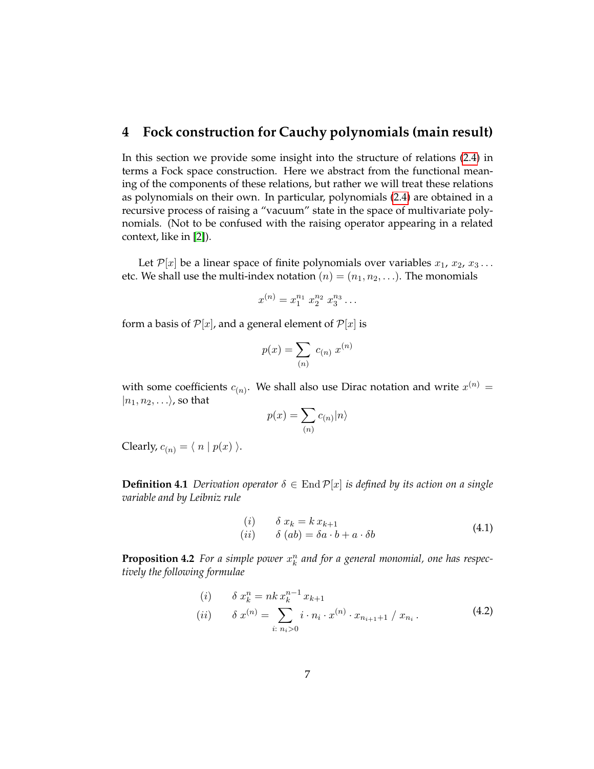## 4 Fock construction for Cauchy polynomials (main result)

In this section we provide some insight into the structure of relations (2.4) in terms a Fock space construction. Here we abstract from the functional meaning of the components of these relations, but rather we will treat these relations as polynomials on their own. In particular, polynomials (2.4) are obtained in a recursive process of raising a "vacuum" state in the space of multivariate polynomials. (Not to be confused with the raising operator appearing in a related context, like in [2]).

Let $\mathcal{P}[x]$ be a linear space of finite polynomials over variables $x_1$, $x_2$, $x_3 \ldots$ etc. We shall use the multi-index notation $(n) = (n_1, n_2, \ldots)$. The monomials

$$x^{(n)} = x_1^{n_1}\ x_2^{n_2}\ x_3^{n_3} \ldots$$

form a basis of $\mathcal{P}[x]$, and a general element of $\mathcal{P}[x]$ is

$$p(x) = \sum_{(n)}\ c_{(n)}\ x^{(n)}$$

with some coefficients $c_{(n)}$. We shall also use Dirac notation and write $x^{(n)} = |n_1, n_2, \ldots\rangle$, so that

$$p(x) = \sum_{(n)} c_{(n)} |n\rangle$$

Clearly, $c_{(n)} = \langle\ n \mid p(x)\ \rangle$.

**Definition 4.1** *Derivation operator $\delta \in \operatorname{End} \mathcal{P}[x]$ is defined by its action on a single variable and by Leibniz rule*

$$\begin{array}{ll} (i) & \delta\ x_k = k\, x_{k+1} \\ (ii) & \delta\ (ab) = \delta a \cdot b + a \cdot \delta b \end{array} \tag{4.1}$$

**Proposition 4.2** *For a simple power $x_k^n$ and for a general monomial, one has respectively the following formulae*

$$\begin{array}{ll} (i) & \delta\ x_k^n = nk\, x_k^{n-1}\, x_{k+1} \\ (ii) & \delta\ x^{(n)} = \displaystyle\sum_{i:\ n_i > 0} i \cdot n_i \cdot x^{(n)} \cdot x_{n_{i+1}+1}\ /\ x_{n_i}\,. \end{array} \tag{4.2}$$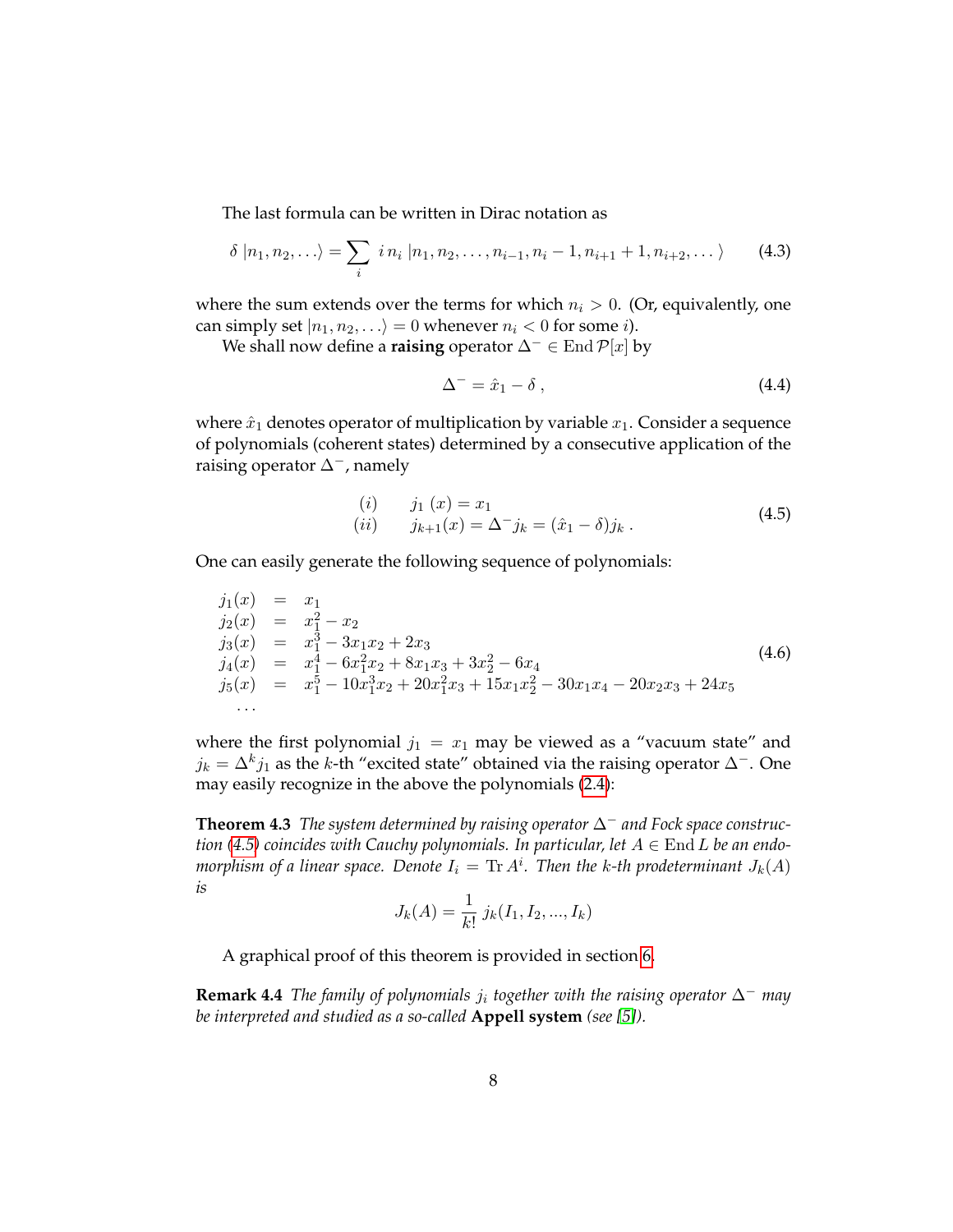The last formula can be written in Dirac notation as

$$\delta\,|n_1, n_2, \ldots\rangle = \sum_i \; i\, n_i \; |n_1, n_2, \ldots, n_{i-1}, n_i - 1, n_{i+1} + 1, n_{i+2}, \ldots\rangle \tag{4.3}$$

where the sum extends over the terms for which $n_i > 0$. (Or, equivalently, one can simply set $|n_1, n_2, \ldots\rangle = 0$ whenever $n_i < 0$ for some $i$).

We shall now define a **raising** operator $\Delta^- \in \operatorname{End} \mathcal{P}[x]$ by

$$\Delta^- = \hat{x}_1 - \delta\,, \tag{4.4}$$

where $\hat{x}_1$ denotes operator of multiplication by variable $x_1$. Consider a sequence of polynomials (coherent states) determined by a consecutive application of the raising operator $\Delta^-$, namely

$$\begin{array}{ll} (i) & j_1\,(x) = x_1 \\ (ii) & j_{k+1}(x) = \Delta^- j_k = (\hat{x}_1 - \delta) j_k\,. \end{array} \tag{4.5}$$

One can easily generate the following sequence of polynomials:

$$\begin{array}{lcl} j_1(x) & = & x_1 \\ j_2(x) & = & x_1^2 - x_2 \\ j_3(x) & = & x_1^3 - 3x_1x_2 + 2x_3 \\ j_4(x) & = & x_1^4 - 6x_1^2x_2 + 8x_1x_3 + 3x_2^2 - 6x_4 \\ j_5(x) & = & x_1^5 - 10x_1^3x_2 + 20x_1^2x_3 + 15x_1x_2^2 - 30x_1x_4 - 20x_2x_3 + 24x_5 \\ \ldots & & \end{array} \tag{4.6}$$

where the first polynomial $j_1 = x_1$ may be viewed as a "vacuum state" and $j_k = \Delta^k j_1$ as the $k$-th "excited state" obtained via the raising operator $\Delta^-$. One may easily recognize in the above the polynomials (2.4):

**Theorem 4.3** *The system determined by raising operator $\Delta^-$ and Fock space construction (4.5) coincides with Cauchy polynomials. In particular, let $A \in \operatorname{End} L$ be an endomorphism of a linear space. Denote $I_i = \operatorname{Tr} A^i$. Then the $k$-th prodeterminant $J_k(A)$ is*

$$J_k(A) = \frac{1}{k!}\, j_k(I_1, I_2, ..., I_k)$$

A graphical proof of this theorem is provided in section 6.

**Remark 4.4** *The family of polynomials $j_i$ together with the raising operator $\Delta^-$ may be interpreted and studied as a so-called* **Appell system** *(see [5]).*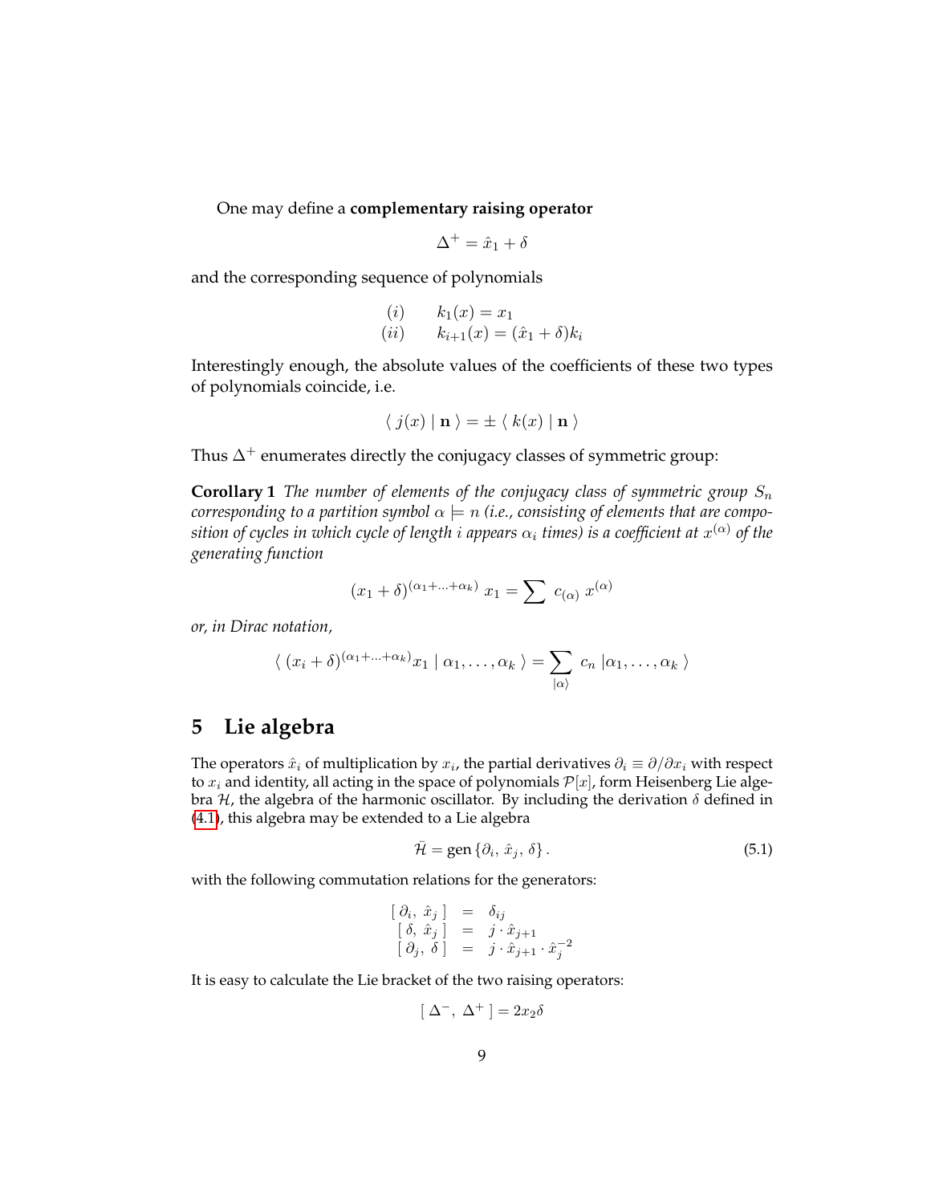One may define a **complementary raising operator**

$$\Delta^+ = \hat{x}_1 + \delta$$

and the corresponding sequence of polynomials

$$\begin{array}{ll} (i) & k_1(x) = x_1 \\ (ii) & k_{i+1}(x) = (\hat{x}_1 + \delta) k_i \end{array}$$

Interestingly enough, the absolute values of the coefficients of these two types of polynomials coincide, i.e.

$$\langle\, j(x) \mid \mathbf{n} \,\rangle = \pm \langle\, k(x) \mid \mathbf{n} \,\rangle$$

Thus $\Delta^+$ enumerates directly the conjugacy classes of symmetric group:

**Corollary 1** *The number of elements of the conjugacy class of symmetric group $S_n$ corresponding to a partition symbol $\alpha \models n$ (i.e., consisting of elements that are composition of cycles in which cycle of length $i$ appears $\alpha_i$ times) is a coefficient at $x^{(\alpha)}$ of the generating function*

$$(x_1 + \delta)^{(\alpha_1 + \ldots + \alpha_k)}\; x_1 = \sum\; c_{(\alpha)}\; x^{(\alpha)}$$

*or, in Dirac notation,*

$$\langle\, (x_i + \delta)^{(\alpha_1 + \ldots + \alpha_k)} x_1 \mid \alpha_1, \ldots, \alpha_k \,\rangle = \sum_{|\alpha\rangle} c_n \; |\alpha_1, \ldots, \alpha_k\,\rangle$$

## 5 Lie algebra

The operators $\hat{x}_i$ of multiplication by $x_i$, the partial derivatives $\partial_i \equiv \partial / \partial x_i$ with respect to $x_i$ and identity, all acting in the space of polynomials $\mathcal{P}[x]$, form Heisenberg Lie algebra $\mathcal{H}$, the algebra of the harmonic oscillator. By including the derivation $\delta$ defined in (4.1), this algebra may be extended to a Lie algebra

$$\bar{\mathcal{H}} = \text{gen}\,\{\partial_i,\, \hat{x}_j,\, \delta\}\,. \tag{5.1}$$

with the following commutation relations for the generators:

$$\begin{array}{rcl} [\, \partial_i,\ \hat{x}_j \,] & = & \delta_{ij} \\ [\, \delta,\ \hat{x}_j \,] & = & j \cdot \hat{x}_{j+1} \\ [\, \partial_j,\ \delta \,] & = & j \cdot \hat{x}_{j+1} \cdot \hat{x}_j^{-2} \end{array}$$

It is easy to calculate the Lie bracket of the two raising operators:

$$[\, \Delta^-,\ \Delta^+ \,] = 2 x_2 \delta$$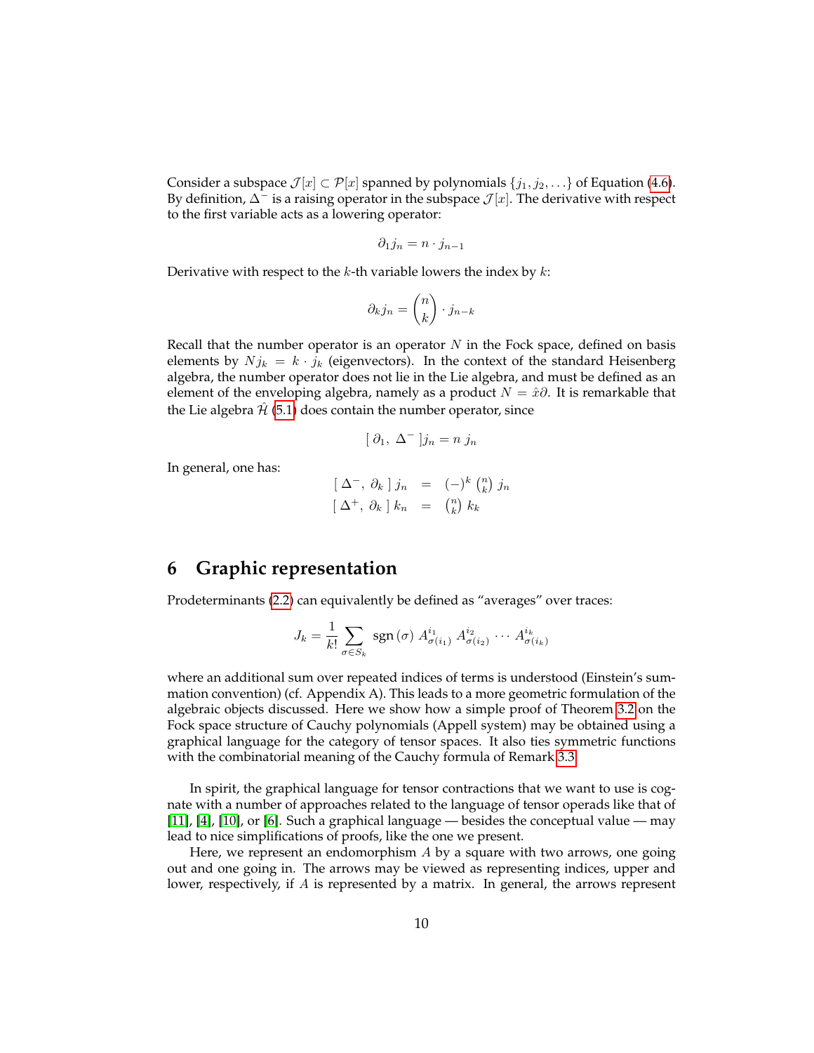Consider a subspace $\mathcal{J}[x] \subset \mathcal{P}[x]$ spanned by polynomials $\{j_1, j_2, \ldots\}$ of Equation (4.6). By definition, $\Delta^-$ is a raising operator in the subspace $\mathcal{J}[x]$. The derivative with respect to the first variable acts as a lowering operator:

$$\partial_1 j_n = n \cdot j_{n-1}$$

Derivative with respect to the $k$-th variable lowers the index by $k$:

$$\partial_k j_n = \binom{n}{k} \cdot j_{n-k}$$

Recall that the number operator is an operator $N$ in the Fock space, defined on basis elements by $N j_k = k \cdot j_k$ (eigenvectors). In the context of the standard Heisenberg algebra, the number operator does not lie in the Lie algebra, and must be defined as an element of the enveloping algebra, namely as a product $N = \hat{x}\partial$. It is remarkable that the Lie algebra $\hat{\mathcal{H}}$ (5.1) does contain the number operator, since

$$[\ \partial_1,\ \Delta^-\ ] j_n = n\ j_n$$

In general, one has:

$$\begin{array}{rcl} [\ \Delta^-,\ \partial_k\ ]\ j_n & = & (-)^k\ \binom{n}{k}\ j_n \\ [\ \Delta^+,\ \partial_k\ ]\ k_n & = & \binom{n}{k}\ k_k \end{array}$$

## 6 Graphic representation

Prodeterminants (2.2) can equivalently be defined as "averages" over traces:

$$J_k = \frac{1}{k!} \sum_{\sigma \in S_k} \operatorname{sgn}(\sigma)\ A^{i_1}_{\sigma(i_1)}\ A^{i_2}_{\sigma(i_2)}\ \cdots\ A^{i_k}_{\sigma(i_k)}$$

where an additional sum over repeated indices of terms is understood (Einstein's summation convention) (cf. Appendix A). This leads to a more geometric formulation of the algebraic objects discussed. Here we show how a simple proof of Theorem 3.2 on the Fock space structure of Cauchy polynomials (Appell system) may be obtained using a graphical language for the category of tensor spaces. It also ties symmetric functions with the combinatorial meaning of the Cauchy formula of Remark 3.3.

In spirit, the graphical language for tensor contractions that we want to use is cognate with a number of approaches related to the language of tensor operads like that of [11], [4], [10], or [6]. Such a graphical language — besides the conceptual value — may lead to nice simplifications of proofs, like the one we present.

Here, we represent an endomorphism $A$ by a square with two arrows, one going out and one going in. The arrows may be viewed as representing indices, upper and lower, respectively, if $A$ is represented by a matrix. In general, the arrows represent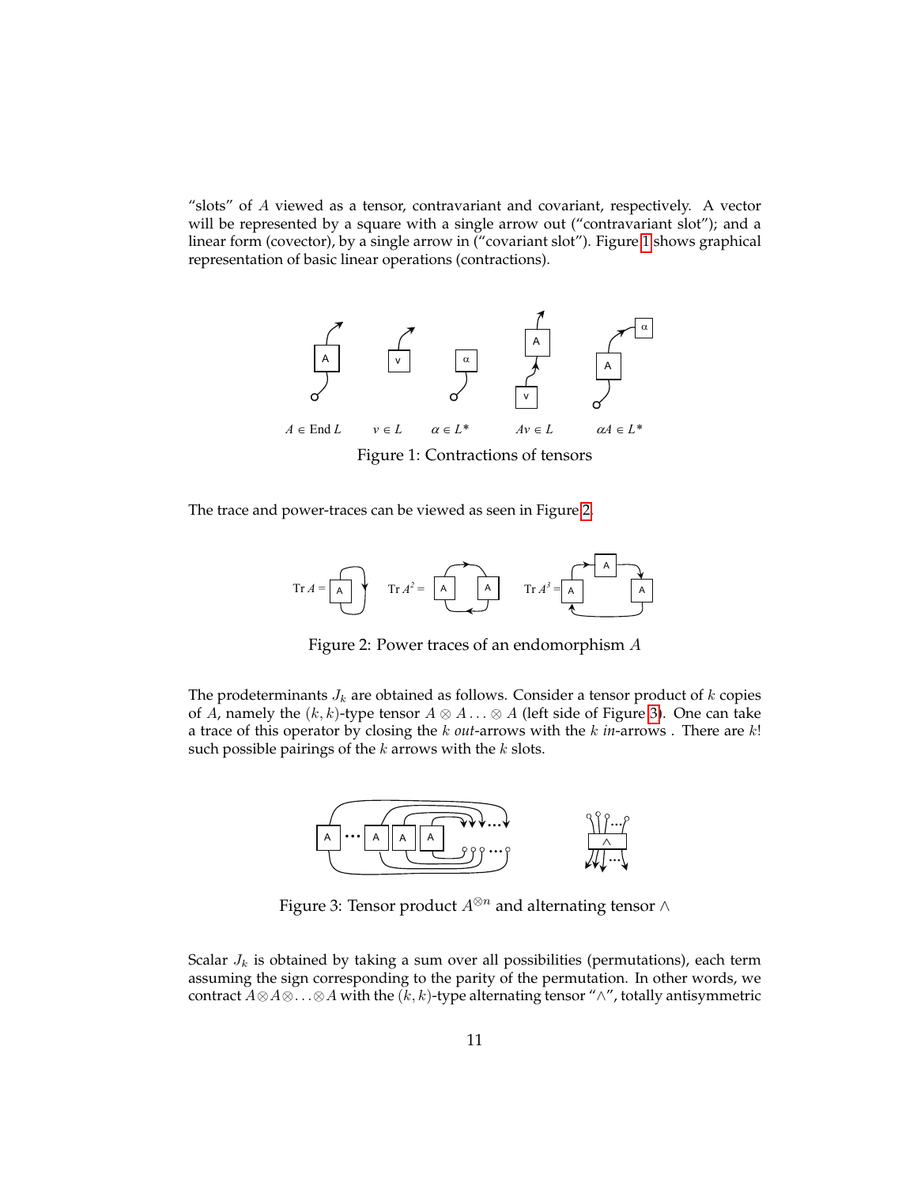"slots" of $A$ viewed as a tensor, contravariant and covariant, respectively. A vector will be represented by a square with a single arrow out ("contravariant slot"); and a linear form (covector), by a single arrow in ("covariant slot"). Figure 1 shows graphical representation of basic linear operations (contractions).

$A \in \text{End}\, L$ $\quad v \in L$ $\quad \alpha \in L^*$ $\quad Av \in L$ $\quad \alpha A \in L^*$

Figure 1: Contractions of tensors

The trace and power-traces can be viewed as seen in Figure 2.

Figure 2: Power traces of an endomorphism $A$

The prodeterminants $J_k$ are obtained as follows. Consider a tensor product of $k$ copies of $A$, namely the $(k,k)$-type tensor $A \otimes A \ldots \otimes A$ (left side of Figure 3). One can take a trace of this operator by closing the $k$ *out*-arrows with the $k$ *in*-arrows . There are $k!$ such possible pairings of the $k$ arrows with the $k$ slots.

Figure 3: Tensor product $A^{\otimes n}$ and alternating tensor $\wedge$

Scalar $J_k$ is obtained by taking a sum over all possibilities (permutations), each term assuming the sign corresponding to the parity of the permutation. In other words, we contract $A \otimes A \otimes \ldots \otimes A$ with the $(k,k)$-type alternating tensor "$\wedge$", totally antisymmetric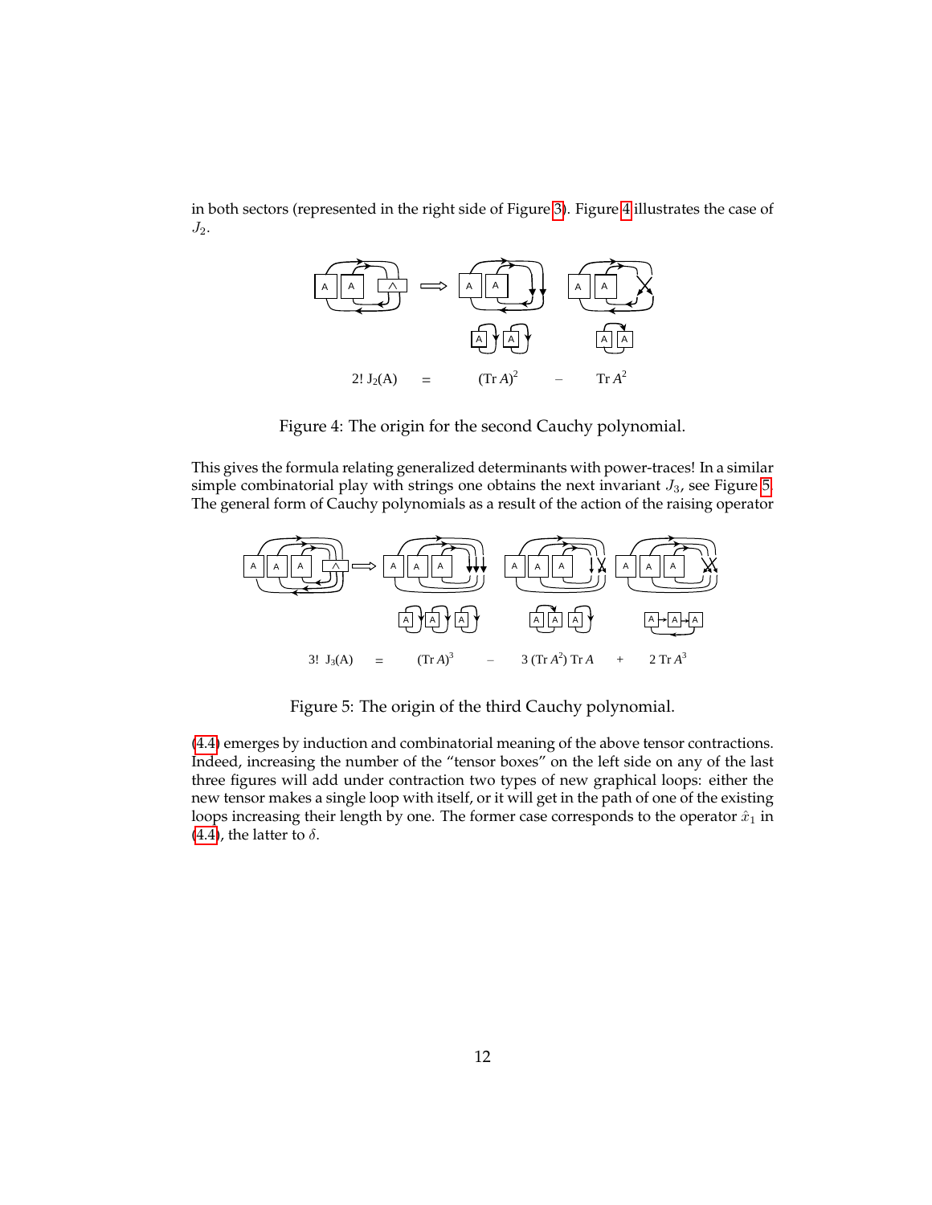in both sectors (represented in the right side of Figure 3). Figure 4 illustrates the case of $J_2$.

$$2!\, J_2(A) \;=\; (\mathrm{Tr}\, A)^2 \;-\; \mathrm{Tr}\, A^2$$

Figure 4: The origin for the second Cauchy polynomial.

This gives the formula relating generalized determinants with power-traces! In a similar simple combinatorial play with strings one obtains the next invariant $J_3$, see Figure 5. The general form of Cauchy polynomials as a result of the action of the raising operator

$$3!\, J_3(A) \;=\; (\mathrm{Tr}\, A)^3 \;-\; 3\,(\mathrm{Tr}\, A^2)\, \mathrm{Tr}\, A \;+\; 2\, \mathrm{Tr}\, A^3$$

Figure 5: The origin of the third Cauchy polynomial.

(4.4) emerges by induction and combinatorial meaning of the above tensor contractions. Indeed, increasing the number of the "tensor boxes" on the left side on any of the last three figures will add under contraction two types of new graphical loops: either the new tensor makes a single loop with itself, or it will get in the path of one of the existing loops increasing their length by one. The former case corresponds to the operator $\hat{x}_1$ in (4.4), the latter to $\delta$.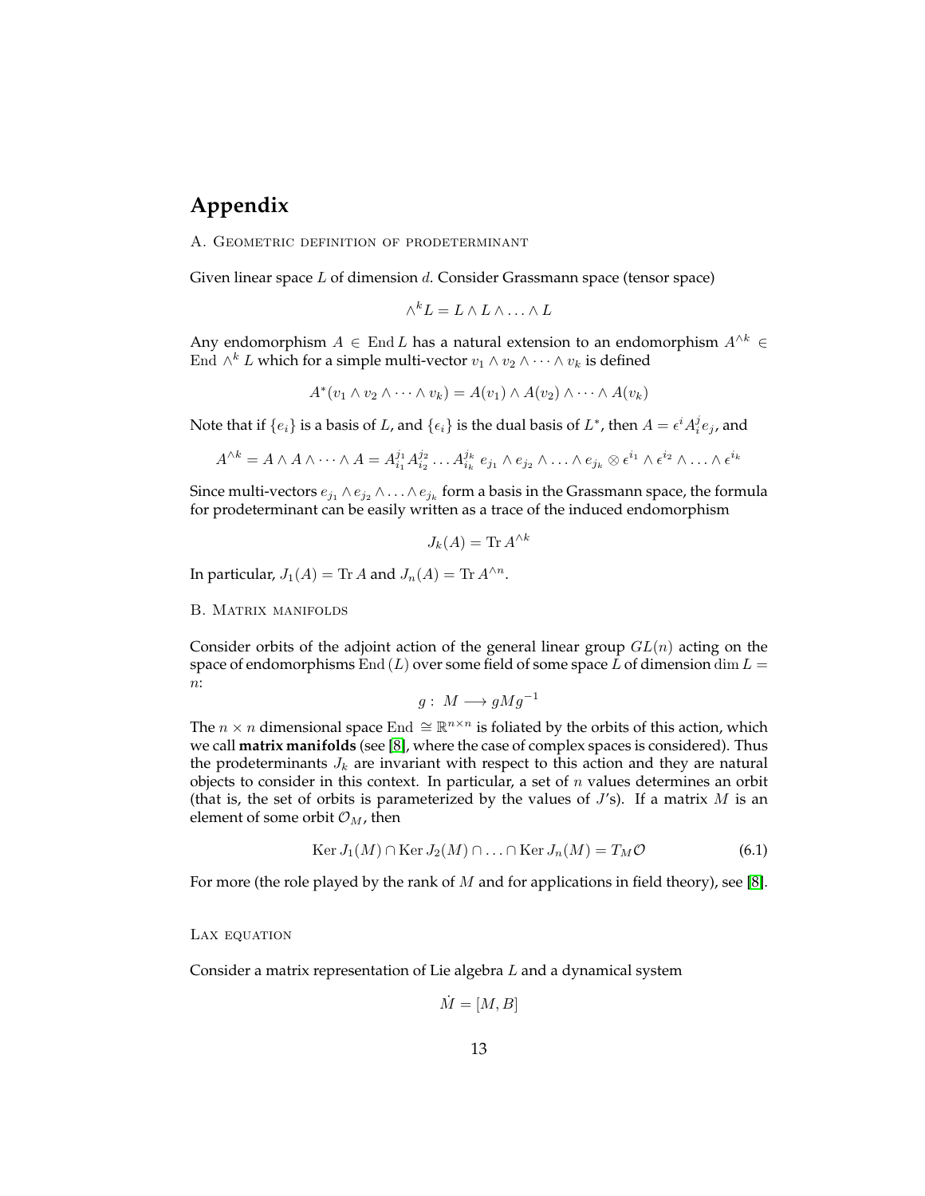# Appendix

A. Geometric definition of prodeterminant

Given linear space $L$ of dimension $d$. Consider Grassmann space (tensor space)

$$\wedge^k L = L \wedge L \wedge \ldots \wedge L$$

Any endomorphism $A \in \operatorname{End} L$ has a natural extension to an endomorphism $A^{\wedge k} \in \operatorname{End} \wedge^k L$ which for a simple multi-vector $v_1 \wedge v_2 \wedge \cdots \wedge v_k$ is defined

$$A^*(v_1 \wedge v_2 \wedge \cdots \wedge v_k) = A(v_1) \wedge A(v_2) \wedge \cdots \wedge A(v_k)$$

Note that if $\{e_i\}$ is a basis of $L$, and $\{\epsilon_i\}$ is the dual basis of $L^*$, then $A = \epsilon^i A_i^j e_j$, and

$$A^{\wedge k} = A \wedge A \wedge \cdots \wedge A = A_{i_1}^{j_1} A_{i_2}^{j_2} \ldots A_{i_k}^{j_k} \; e_{j_1} \wedge e_{j_2} \wedge \ldots \wedge e_{j_k} \otimes \epsilon^{i_1} \wedge \epsilon^{i_2} \wedge \ldots \wedge \epsilon^{i_k}$$

Since multi-vectors $e_{j_1} \wedge e_{j_2} \wedge \ldots \wedge e_{j_k}$ form a basis in the Grassmann space, the formula for prodeterminant can be easily written as a trace of the induced endomorphism

$$J_k(A) = \operatorname{Tr} A^{\wedge k}$$

In particular, $J_1(A) = \operatorname{Tr} A$ and $J_n(A) = \operatorname{Tr} A^{\wedge n}$.

B. Matrix manifolds

Consider orbits of the adjoint action of the general linear group $GL(n)$ acting on the space of endomorphisms $\operatorname{End}(L)$ over some field of some space $L$ of dimension $\dim L = n$:

$$g: \; M \longrightarrow gMg^{-1}$$

The $n \times n$ dimensional space $\operatorname{End} \cong \mathbb{R}^{n \times n}$ is foliated by the orbits of this action, which we call **matrix manifolds** (see [8], where the case of complex spaces is considered). Thus the prodeterminants $J_k$ are invariant with respect to this action and they are natural objects to consider in this context. In particular, a set of $n$ values determines an orbit (that is, the set of orbits is parameterized by the values of $J$'s). If a matrix $M$ is an element of some orbit $\mathcal{O}_M$, then

$$\operatorname{Ker} J_1(M) \cap \operatorname{Ker} J_2(M) \cap \ldots \cap \operatorname{Ker} J_n(M) = T_M \mathcal{O} \tag{6.1}$$

For more (the role played by the rank of $M$ and for applications in field theory), see [8].

Lax equation

Consider a matrix representation of Lie algebra $L$ and a dynamical system

$$\dot{M} = [M, B]$$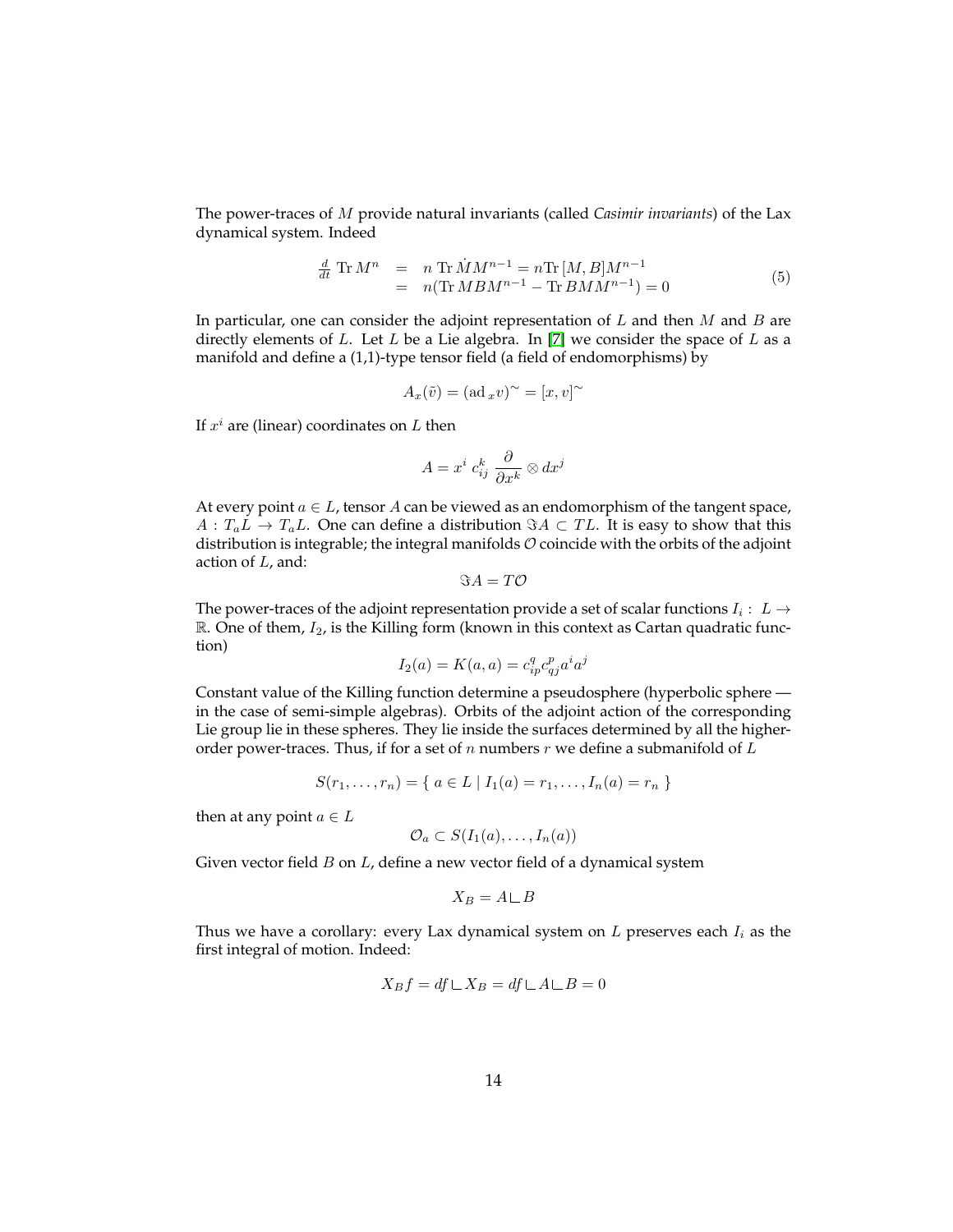The power-traces of $M$ provide natural invariants (called *Casimir invariants*) of the Lax dynamical system. Indeed

$$
\begin{aligned}
\tfrac{d}{dt}\,\mathrm{Tr}\,M^n &= n\,\mathrm{Tr}\,\dot{M}M^{n-1} = n\mathrm{Tr}\,[M,B]M^{n-1} \\
&= n(\mathrm{Tr}\,MBM^{n-1} - \mathrm{Tr}\,BMM^{n-1}) = 0
\end{aligned}
\tag{5}
$$

In particular, one can consider the adjoint representation of $L$ and then $M$ and $B$ are directly elements of $L$. Let $L$ be a Lie algebra. In [7] we consider the space of $L$ as a manifold and define a (1,1)-type tensor field (a field of endomorphisms) by

$$
A_x(\tilde{v}) = (\mathrm{ad}\,_x v)^{\sim} = [x,v]^{\sim}
$$

If $x^i$ are (linear) coordinates on $L$ then

$$
A = x^i\, c_{ij}^k\, \frac{\partial}{\partial x^k} \otimes dx^j
$$

At every point $a \in L$, tensor $A$ can be viewed as an endomorphism of the tangent space, $A : T_aL \to T_aL$. One can define a distribution $\Im A \subset TL$. It is easy to show that this distribution is integrable; the integral manifolds $\mathcal{O}$ coincide with the orbits of the adjoint action of $L$, and:

$$
\Im A = T\mathcal{O}
$$

The power-traces of the adjoint representation provide a set of scalar functions $I_i : \; L \to \mathbb{R}$. One of them, $I_2$, is the Killing form (known in this context as Cartan quadratic function)

$$
I_2(a) = K(a,a) = c_{ip}^q c_{qj}^p a^i a^j
$$

Constant value of the Killing function determine a pseudosphere (hyperbolic sphere — in the case of semi-simple algebras). Orbits of the adjoint action of the corresponding Lie group lie in these spheres. They lie inside the surfaces determined by all the higher-order power-traces. Thus, if for a set of $n$ numbers $r$ we define a submanifold of $L$

$$
S(r_1, \ldots, r_n) = \{\; a \in L \mid I_1(a) = r_1, \ldots, I_n(a) = r_n \;\}
$$

then at any point $a \in L$

$$
\mathcal{O}_a \subset S(I_1(a), \ldots, I_n(a))
$$

Given vector field $B$ on $L$, define a new vector field of a dynamical system

$$
X_B = A \llcorner B
$$

Thus we have a corollary: every Lax dynamical system on $L$ preserves each $I_i$ as the first integral of motion. Indeed:

$$
X_B f = df \llcorner X_B = df \llcorner A \llcorner B = 0
$$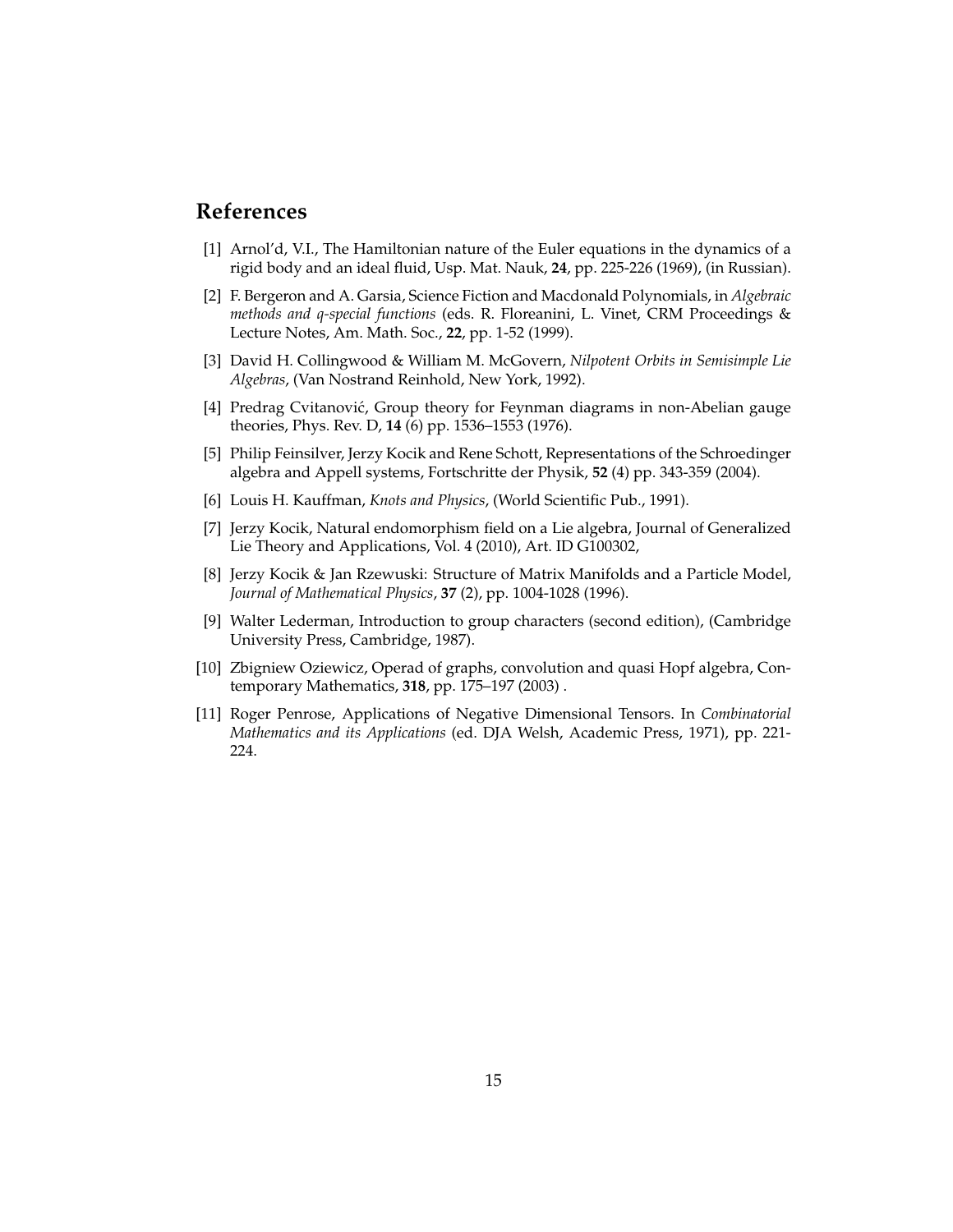# References

[1] Arnol'd, V.I., The Hamiltonian nature of the Euler equations in the dynamics of a rigid body and an ideal fluid, Usp. Mat. Nauk, **24**, pp. 225-226 (1969), (in Russian).

[2] F. Bergeron and A. Garsia, Science Fiction and Macdonald Polynomials, in *Algebraic methods and q-special functions* (eds. R. Floreanini, L. Vinet, CRM Proceedings & Lecture Notes, Am. Math. Soc., **22**, pp. 1-52 (1999).

[3] David H. Collingwood & William M. McGovern, *Nilpotent Orbits in Semisimple Lie Algebras*, (Van Nostrand Reinhold, New York, 1992).

[4] Predrag Cvitanović, Group theory for Feynman diagrams in non-Abelian gauge theories, Phys. Rev. D, **14** (6) pp. 1536–1553 (1976).

[5] Philip Feinsilver, Jerzy Kocik and Rene Schott, Representations of the Schroedinger algebra and Appell systems, Fortschritte der Physik, **52** (4) pp. 343-359 (2004).

[6] Louis H. Kauffman, *Knots and Physics*, (World Scientific Pub., 1991).

[7] Jerzy Kocik, Natural endomorphism field on a Lie algebra, Journal of Generalized Lie Theory and Applications, Vol. 4 (2010), Art. ID G100302,

[8] Jerzy Kocik & Jan Rzewuski: Structure of Matrix Manifolds and a Particle Model, *Journal of Mathematical Physics*, **37** (2), pp. 1004-1028 (1996).

[9] Walter Lederman, Introduction to group characters (second edition), (Cambridge University Press, Cambridge, 1987).

[10] Zbigniew Oziewicz, Operad of graphs, convolution and quasi Hopf algebra, Contemporary Mathematics, **318**, pp. 175–197 (2003) .

[11] Roger Penrose, Applications of Negative Dimensional Tensors. In *Combinatorial Mathematics and its Applications* (ed. DJA Welsh, Academic Press, 1971), pp. 221-224.